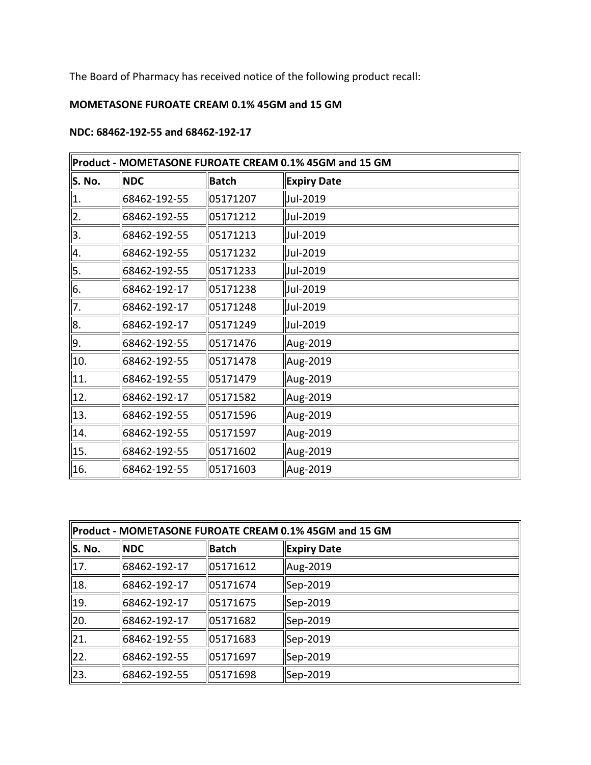The Board of Pharmacy has received notice of the following product recall:

**MOMETASONE FUROATE CREAM 0.1% 45GM and 15 GM**

**NDC: 68462-192-55 and 68462-192-17**

| **Product - MOMETASONE FUROATE CREAM 0.1% 45GM and 15 GM** | | | |
|---|---|---|---|
| **S. No.** | **NDC** | **Batch** | **Expiry Date** |
| 1. | 68462-192-55 | 05171207 | Jul-2019 |
| 2. | 68462-192-55 | 05171212 | Jul-2019 |
| 3. | 68462-192-55 | 05171213 | Jul-2019 |
| 4. | 68462-192-55 | 05171232 | Jul-2019 |
| 5. | 68462-192-55 | 05171233 | Jul-2019 |
| 6. | 68462-192-17 | 05171238 | Jul-2019 |
| 7. | 68462-192-17 | 05171248 | Jul-2019 |
| 8. | 68462-192-17 | 05171249 | Jul-2019 |
| 9. | 68462-192-55 | 05171476 | Aug-2019 |
| 10. | 68462-192-55 | 05171478 | Aug-2019 |
| 11. | 68462-192-55 | 05171479 | Aug-2019 |
| 12. | 68462-192-17 | 05171582 | Aug-2019 |
| 13. | 68462-192-55 | 05171596 | Aug-2019 |
| 14. | 68462-192-55 | 05171597 | Aug-2019 |
| 15. | 68462-192-55 | 05171602 | Aug-2019 |
| 16. | 68462-192-55 | 05171603 | Aug-2019 |

| **Product - MOMETASONE FUROATE CREAM 0.1% 45GM and 15 GM** | | | |
|---|---|---|---|
| **S. No.** | **NDC** | **Batch** | **Expiry Date** |
| 17. | 68462-192-17 | 05171612 | Aug-2019 |
| 18. | 68462-192-17 | 05171674 | Sep-2019 |
| 19. | 68462-192-17 | 05171675 | Sep-2019 |
| 20. | 68462-192-17 | 05171682 | Sep-2019 |
| 21. | 68462-192-55 | 05171683 | Sep-2019 |
| 22. | 68462-192-55 | 05171697 | Sep-2019 |
| 23. | 68462-192-55 | 05171698 | Sep-2019 |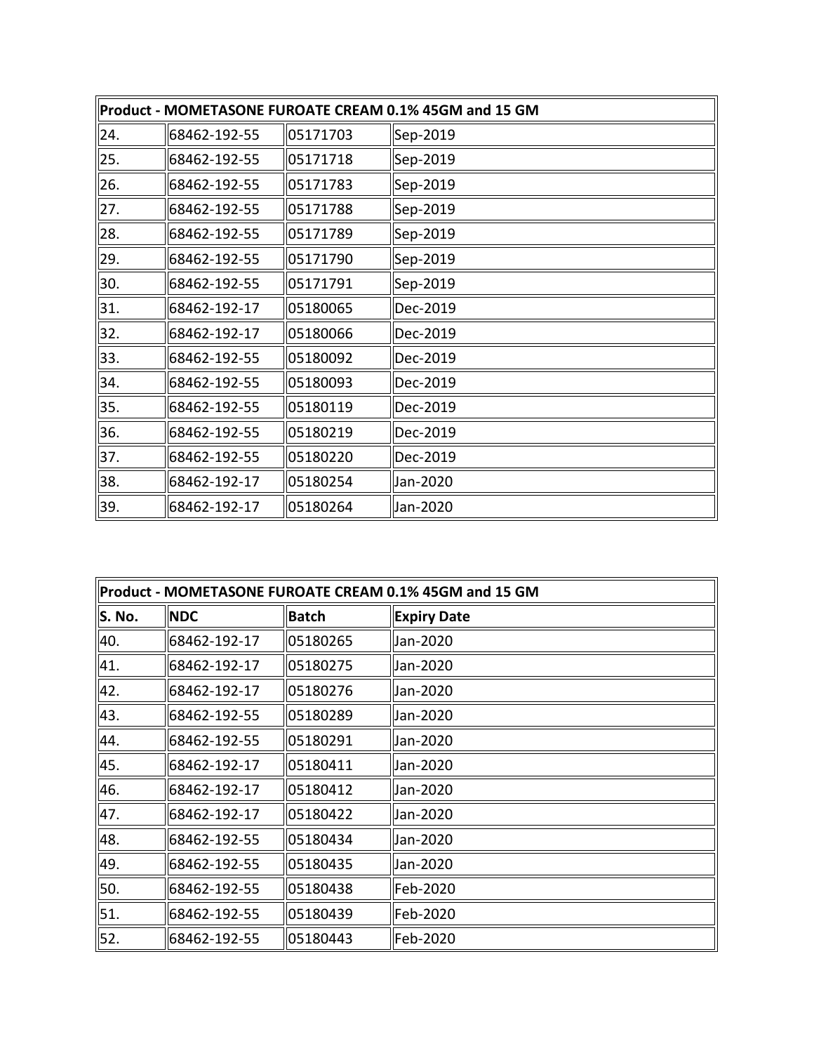| Product - MOMETASONE FUROATE CREAM 0.1% 45GM and 15 GM | | | |
|---|---|---|---|
| 24. | 68462-192-55 | 05171703 | Sep-2019 |
| 25. | 68462-192-55 | 05171718 | Sep-2019 |
| 26. | 68462-192-55 | 05171783 | Sep-2019 |
| 27. | 68462-192-55 | 05171788 | Sep-2019 |
| 28. | 68462-192-55 | 05171789 | Sep-2019 |
| 29. | 68462-192-55 | 05171790 | Sep-2019 |
| 30. | 68462-192-55 | 05171791 | Sep-2019 |
| 31. | 68462-192-17 | 05180065 | Dec-2019 |
| 32. | 68462-192-17 | 05180066 | Dec-2019 |
| 33. | 68462-192-55 | 05180092 | Dec-2019 |
| 34. | 68462-192-55 | 05180093 | Dec-2019 |
| 35. | 68462-192-55 | 05180119 | Dec-2019 |
| 36. | 68462-192-55 | 05180219 | Dec-2019 |
| 37. | 68462-192-55 | 05180220 | Dec-2019 |
| 38. | 68462-192-17 | 05180254 | Jan-2020 |
| 39. | 68462-192-17 | 05180264 | Jan-2020 |

| Product - MOMETASONE FUROATE CREAM 0.1% 45GM and 15 GM | | | |
|---|---|---|---|
| **S. No.** | **NDC** | **Batch** | **Expiry Date** |
| 40. | 68462-192-17 | 05180265 | Jan-2020 |
| 41. | 68462-192-17 | 05180275 | Jan-2020 |
| 42. | 68462-192-17 | 05180276 | Jan-2020 |
| 43. | 68462-192-55 | 05180289 | Jan-2020 |
| 44. | 68462-192-55 | 05180291 | Jan-2020 |
| 45. | 68462-192-17 | 05180411 | Jan-2020 |
| 46. | 68462-192-17 | 05180412 | Jan-2020 |
| 47. | 68462-192-17 | 05180422 | Jan-2020 |
| 48. | 68462-192-55 | 05180434 | Jan-2020 |
| 49. | 68462-192-55 | 05180435 | Jan-2020 |
| 50. | 68462-192-55 | 05180438 | Feb-2020 |
| 51. | 68462-192-55 | 05180439 | Feb-2020 |
| 52. | 68462-192-55 | 05180443 | Feb-2020 |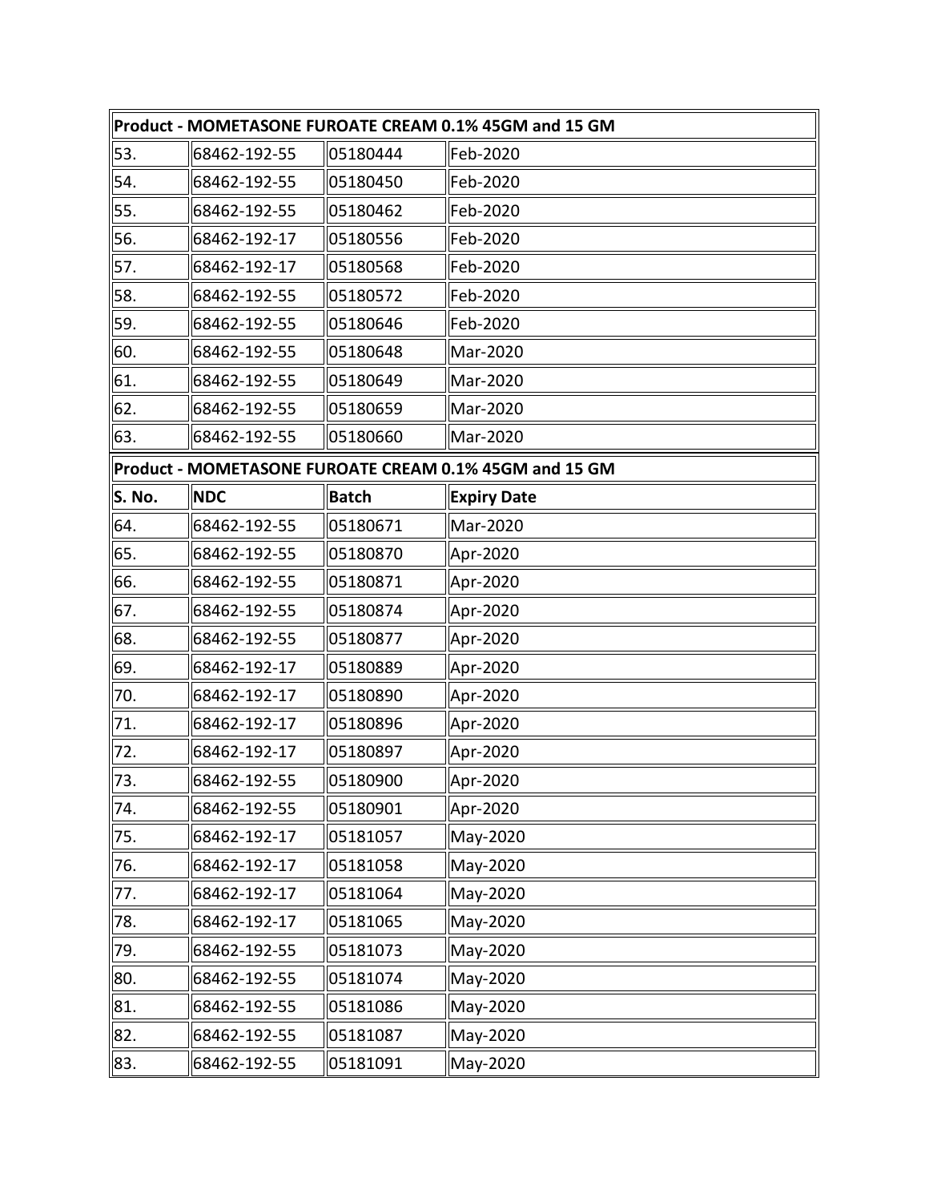| Product - MOMETASONE FUROATE CREAM 0.1% 45GM and 15 GM | | | |
|---|---|---|---|
| 53. | 68462-192-55 | 05180444 | Feb-2020 |
| 54. | 68462-192-55 | 05180450 | Feb-2020 |
| 55. | 68462-192-55 | 05180462 | Feb-2020 |
| 56. | 68462-192-17 | 05180556 | Feb-2020 |
| 57. | 68462-192-17 | 05180568 | Feb-2020 |
| 58. | 68462-192-55 | 05180572 | Feb-2020 |
| 59. | 68462-192-55 | 05180646 | Feb-2020 |
| 60. | 68462-192-55 | 05180648 | Mar-2020 |
| 61. | 68462-192-55 | 05180649 | Mar-2020 |
| 62. | 68462-192-55 | 05180659 | Mar-2020 |
| 63. | 68462-192-55 | 05180660 | Mar-2020 |

| Product - MOMETASONE FUROATE CREAM 0.1% 45GM and 15 GM | | | |
|---|---|---|---|
| **S. No.** | **NDC** | **Batch** | **Expiry Date** |
| 64. | 68462-192-55 | 05180671 | Mar-2020 |
| 65. | 68462-192-55 | 05180870 | Apr-2020 |
| 66. | 68462-192-55 | 05180871 | Apr-2020 |
| 67. | 68462-192-55 | 05180874 | Apr-2020 |
| 68. | 68462-192-55 | 05180877 | Apr-2020 |
| 69. | 68462-192-17 | 05180889 | Apr-2020 |
| 70. | 68462-192-17 | 05180890 | Apr-2020 |
| 71. | 68462-192-17 | 05180896 | Apr-2020 |
| 72. | 68462-192-17 | 05180897 | Apr-2020 |
| 73. | 68462-192-55 | 05180900 | Apr-2020 |
| 74. | 68462-192-55 | 05180901 | Apr-2020 |
| 75. | 68462-192-17 | 05181057 | May-2020 |
| 76. | 68462-192-17 | 05181058 | May-2020 |
| 77. | 68462-192-17 | 05181064 | May-2020 |
| 78. | 68462-192-17 | 05181065 | May-2020 |
| 79. | 68462-192-55 | 05181073 | May-2020 |
| 80. | 68462-192-55 | 05181074 | May-2020 |
| 81. | 68462-192-55 | 05181086 | May-2020 |
| 82. | 68462-192-55 | 05181087 | May-2020 |
| 83. | 68462-192-55 | 05181091 | May-2020 |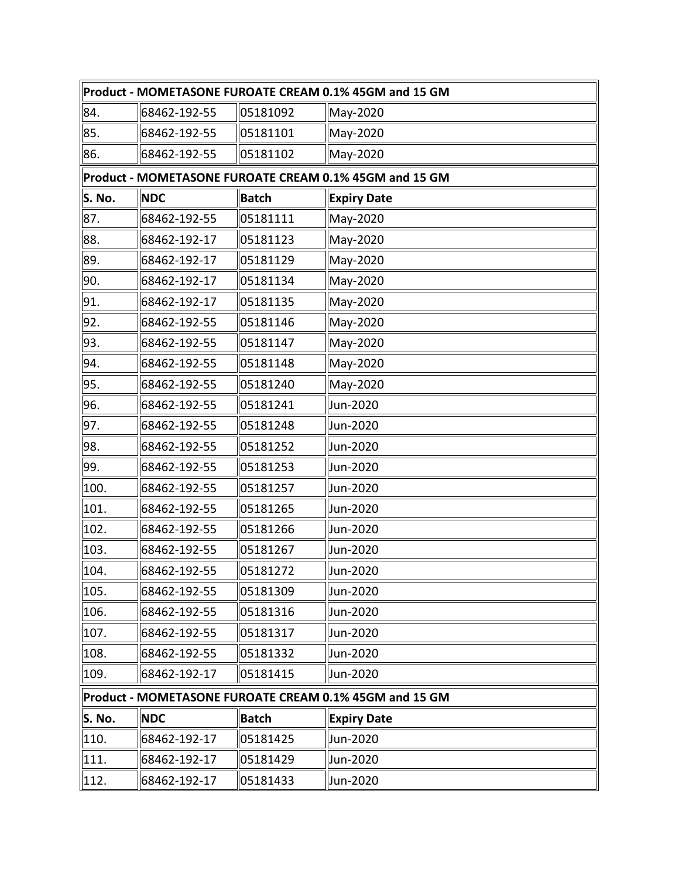| Product - MOMETASONE FUROATE CREAM 0.1% 45GM and 15 GM | | | |
|---|---|---|---|
| 84. | 68462-192-55 | 05181092 | May-2020 |
| 85. | 68462-192-55 | 05181101 | May-2020 |
| 86. | 68462-192-55 | 05181102 | May-2020 |

| Product - MOMETASONE FUROATE CREAM 0.1% 45GM and 15 GM | | | |
|---|---|---|---|
| **S. No.** | **NDC** | **Batch** | **Expiry Date** |
| 87. | 68462-192-55 | 05181111 | May-2020 |
| 88. | 68462-192-17 | 05181123 | May-2020 |
| 89. | 68462-192-17 | 05181129 | May-2020 |
| 90. | 68462-192-17 | 05181134 | May-2020 |
| 91. | 68462-192-17 | 05181135 | May-2020 |
| 92. | 68462-192-55 | 05181146 | May-2020 |
| 93. | 68462-192-55 | 05181147 | May-2020 |
| 94. | 68462-192-55 | 05181148 | May-2020 |
| 95. | 68462-192-55 | 05181240 | May-2020 |
| 96. | 68462-192-55 | 05181241 | Jun-2020 |
| 97. | 68462-192-55 | 05181248 | Jun-2020 |
| 98. | 68462-192-55 | 05181252 | Jun-2020 |
| 99. | 68462-192-55 | 05181253 | Jun-2020 |
| 100. | 68462-192-55 | 05181257 | Jun-2020 |
| 101. | 68462-192-55 | 05181265 | Jun-2020 |
| 102. | 68462-192-55 | 05181266 | Jun-2020 |
| 103. | 68462-192-55 | 05181267 | Jun-2020 |
| 104. | 68462-192-55 | 05181272 | Jun-2020 |
| 105. | 68462-192-55 | 05181309 | Jun-2020 |
| 106. | 68462-192-55 | 05181316 | Jun-2020 |
| 107. | 68462-192-55 | 05181317 | Jun-2020 |
| 108. | 68462-192-55 | 05181332 | Jun-2020 |
| 109. | 68462-192-17 | 05181415 | Jun-2020 |

| Product - MOMETASONE FUROATE CREAM 0.1% 45GM and 15 GM | | | |
|---|---|---|---|
| **S. No.** | **NDC** | **Batch** | **Expiry Date** |
| 110. | 68462-192-17 | 05181425 | Jun-2020 |
| 111. | 68462-192-17 | 05181429 | Jun-2020 |
| 112. | 68462-192-17 | 05181433 | Jun-2020 |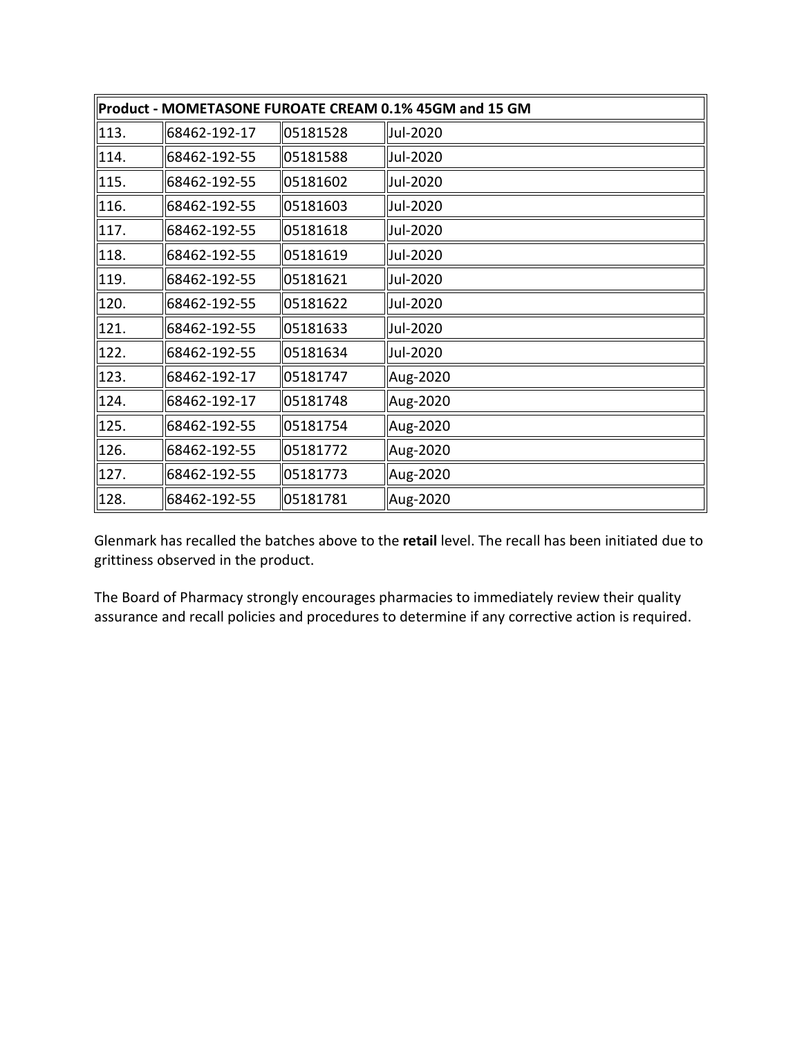| Product - MOMETASONE FUROATE CREAM 0.1% 45GM and 15 GM | | | |
|---|---|---|---|
| 113. | 68462-192-17 | 05181528 | Jul-2020 |
| 114. | 68462-192-55 | 05181588 | Jul-2020 |
| 115. | 68462-192-55 | 05181602 | Jul-2020 |
| 116. | 68462-192-55 | 05181603 | Jul-2020 |
| 117. | 68462-192-55 | 05181618 | Jul-2020 |
| 118. | 68462-192-55 | 05181619 | Jul-2020 |
| 119. | 68462-192-55 | 05181621 | Jul-2020 |
| 120. | 68462-192-55 | 05181622 | Jul-2020 |
| 121. | 68462-192-55 | 05181633 | Jul-2020 |
| 122. | 68462-192-55 | 05181634 | Jul-2020 |
| 123. | 68462-192-17 | 05181747 | Aug-2020 |
| 124. | 68462-192-17 | 05181748 | Aug-2020 |
| 125. | 68462-192-55 | 05181754 | Aug-2020 |
| 126. | 68462-192-55 | 05181772 | Aug-2020 |
| 127. | 68462-192-55 | 05181773 | Aug-2020 |
| 128. | 68462-192-55 | 05181781 | Aug-2020 |

Glenmark has recalled the batches above to the **retail** level. The recall has been initiated due to grittiness observed in the product.

The Board of Pharmacy strongly encourages pharmacies to immediately review their quality assurance and recall policies and procedures to determine if any corrective action is required.